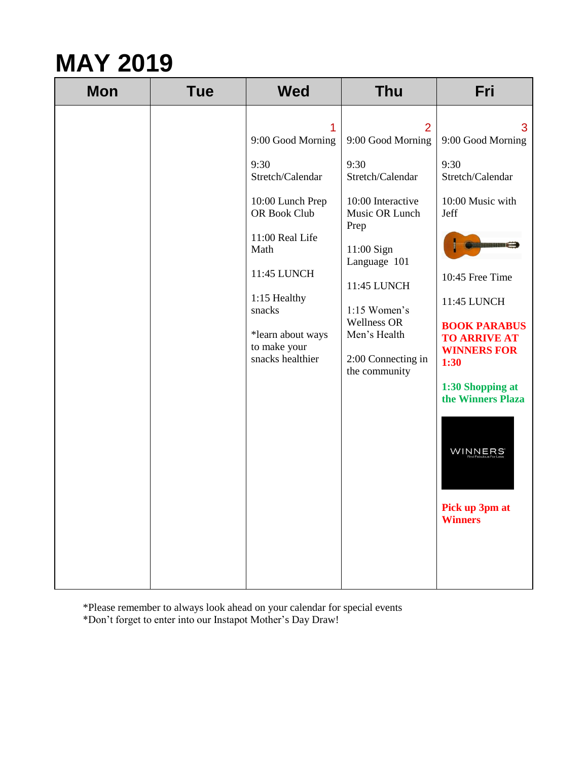# MAY 2019

| Mon | Tue | Wed | Thu | Fri |
|---|---|---|---|---|
| | | 1<br>9:00 Good Morning<br><br>9:30 Stretch/Calendar<br><br>10:00 Lunch Prep OR Book Club<br><br>11:00 Real Life Math<br><br>11:45 LUNCH<br><br>1:15 Healthy snacks<br><br>*learn about ways to make your snacks healthier | 2<br>9:00 Good Morning<br><br>9:30 Stretch/Calendar<br><br>10:00 Interactive Music OR Lunch Prep<br><br>11:00 Sign Language 101<br><br>11:45 LUNCH<br><br>1:15 Women's Wellness OR Men's Health<br><br>2:00 Connecting in the community | 3<br>9:00 Good Morning<br><br>9:30 Stretch/Calendar<br><br>10:00 Music with Jeff<br><br>10:45 Free Time<br><br>11:45 LUNCH<br><br>**BOOK PARABUS TO ARRIVE AT WINNERS FOR 1:30**<br><br>**1:30 Shopping at the Winners Plaza**<br><br>WINNERS<br><br>**Pick up 3pm at Winners** |

*Please remember to always look ahead on your calendar for special events
*Don't forget to enter into our Instapot Mother's Day Draw!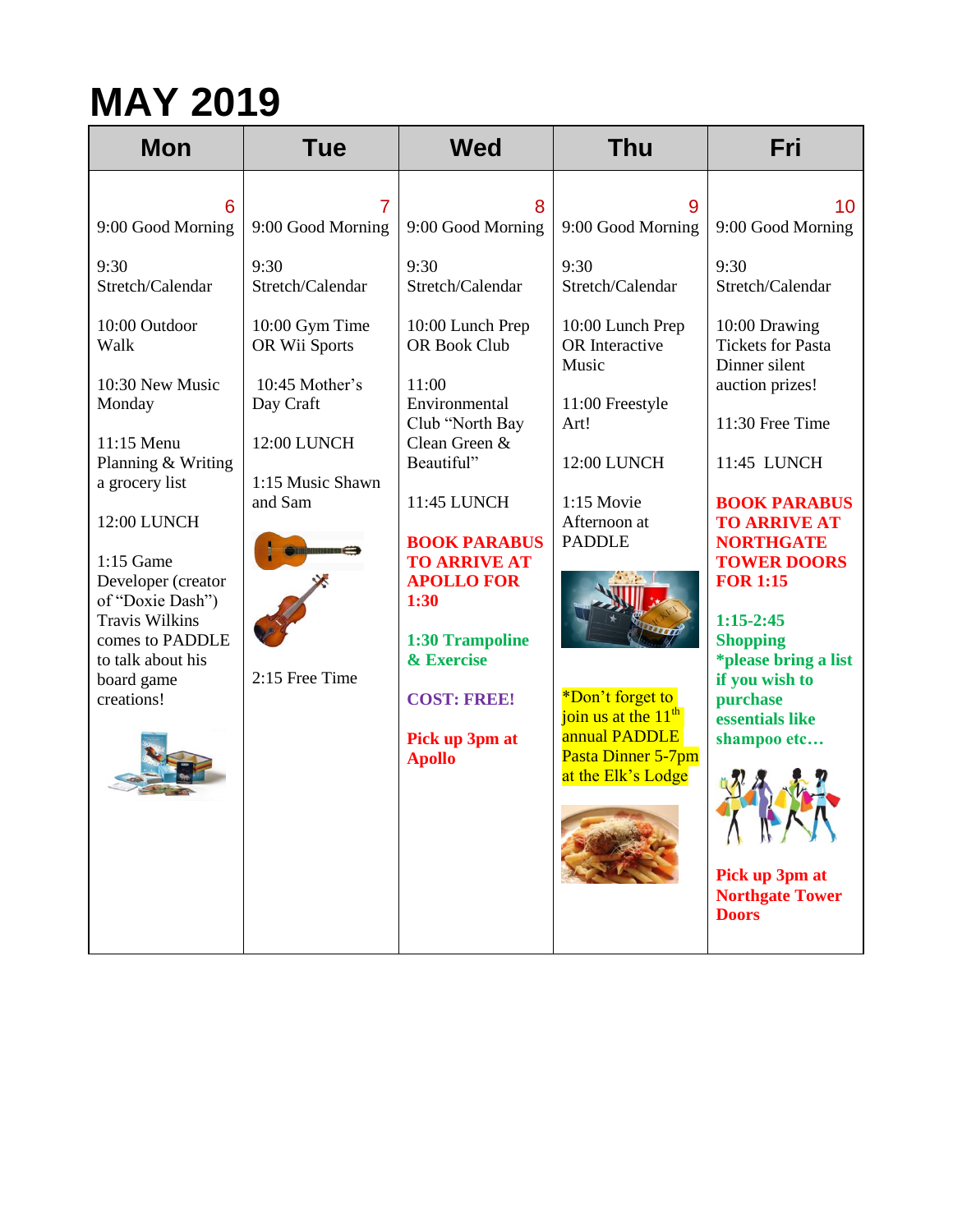# MAY 2019

| Mon | Tue | Wed | Thu | Fri |
|---|---|---|---|---|
| 6<br>9:00 Good Morning<br><br>9:30 Stretch/Calendar<br><br>10:00 Outdoor Walk<br><br>10:30 New Music Monday<br><br>11:15 Menu Planning & Writing a grocery list<br><br>12:00 LUNCH<br><br>1:15 Game Developer (creator of "Doxie Dash") Travis Wilkins comes to PADDLE to talk about his board game creations! | 7<br>9:00 Good Morning<br><br>9:30 Stretch/Calendar<br><br>10:00 Gym Time OR Wii Sports<br><br>10:45 Mother's Day Craft<br><br>12:00 LUNCH<br><br>1:15 Music Shawn and Sam<br><br>2:15 Free Time | 8<br>9:00 Good Morning<br><br>9:30 Stretch/Calendar<br><br>10:00 Lunch Prep OR Book Club<br><br>11:00 Environmental Club "North Bay Clean Green & Beautiful"<br><br>11:45 LUNCH<br><br>**BOOK PARABUS TO ARRIVE AT APOLLO FOR 1:30**<br><br>**1:30 Trampoline & Exercise**<br><br>**COST: FREE!**<br><br>**Pick up 3pm at Apollo** | 9<br>9:00 Good Morning<br><br>9:30 Stretch/Calendar<br><br>10:00 Lunch Prep OR Interactive Music<br><br>11:00 Freestyle Art!<br><br>12:00 LUNCH<br><br>1:15 Movie Afternoon at PADDLE<br><br>*Don't forget to join us at the 11th annual PADDLE Pasta Dinner 5-7pm at the Elk's Lodge | 10<br>9:00 Good Morning<br><br>9:30 Stretch/Calendar<br><br>10:00 Drawing Tickets for Pasta Dinner silent auction prizes!<br><br>11:30 Free Time<br><br>11:45 LUNCH<br><br>**BOOK PARABUS TO ARRIVE AT NORTHGATE TOWER DOORS FOR 1:15**<br><br>**1:15-2:45 Shopping *please bring a list if you wish to purchase essentials like shampoo etc…**<br><br>**Pick up 3pm at Northgate Tower Doors** |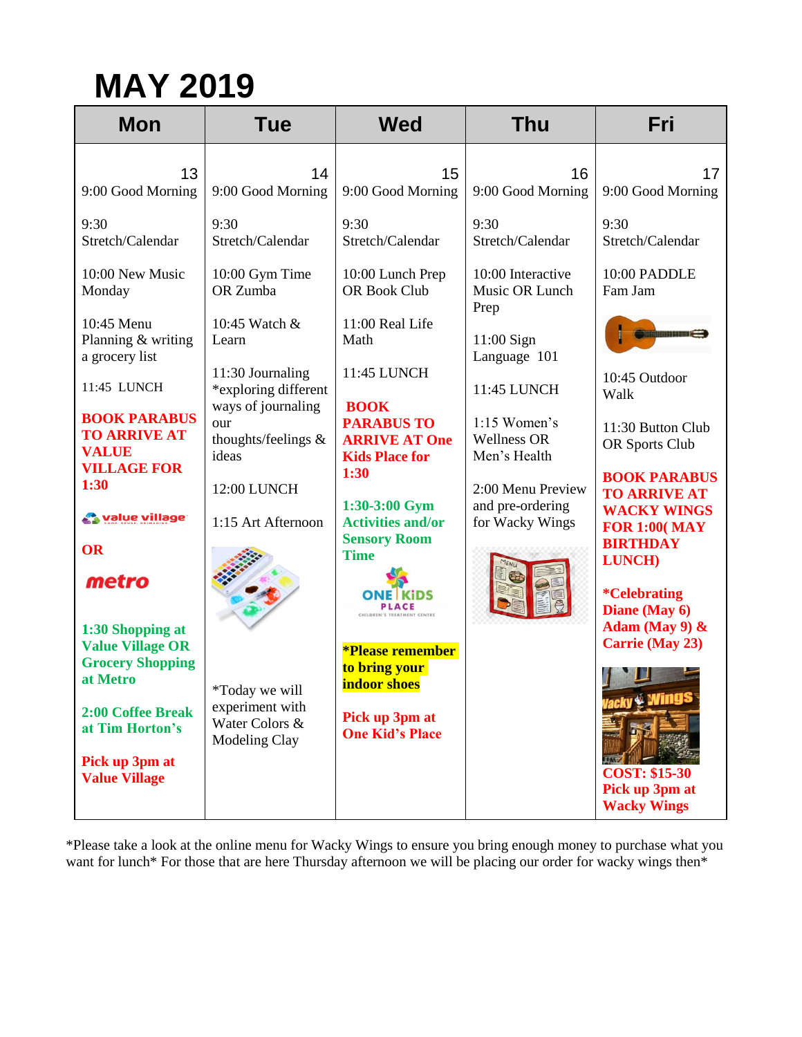# MAY 2019

| Mon | Tue | Wed | Thu | Fri |
|---|---|---|---|---|
| 13<br>9:00 Good Morning<br><br>9:30 Stretch/Calendar<br><br>10:00 New Music Monday<br><br>10:45 Menu Planning & writing a grocery list<br><br>11:45 LUNCH<br><br>**BOOK PARABUS TO ARRIVE AT VALUE VILLAGE FOR 1:30**<br><br>**OR**<br><br>**1:30 Shopping at Value Village OR Grocery Shopping at Metro**<br><br>**2:00 Coffee Break at Tim Horton's**<br><br>**Pick up 3pm at Value Village** | 14<br>9:00 Good Morning<br><br>9:30 Stretch/Calendar<br><br>10:00 Gym Time OR Zumba<br><br>10:45 Watch & Learn<br><br>11:30 Journaling *exploring different ways of journaling our thoughts/feelings & ideas<br><br>12:00 LUNCH<br><br>1:15 Art Afternoon<br><br>*Today we will experiment with Water Colors & Modeling Clay | 15<br>9:00 Good Morning<br><br>9:30 Stretch/Calendar<br><br>10:00 Lunch Prep OR Book Club<br><br>11:00 Real Life Math<br><br>11:45 LUNCH<br><br>**BOOK PARABUS TO ARRIVE AT One Kids Place for 1:30**<br><br>**1:30-3:00 Gym Activities and/or Sensory Room Time**<br><br>***Please remember to bring your indoor shoes**<br><br>**Pick up 3pm at One Kid's Place** | 16<br>9:00 Good Morning<br><br>9:30 Stretch/Calendar<br><br>10:00 Interactive Music OR Lunch Prep<br><br>11:00 Sign Language 101<br><br>11:45 LUNCH<br><br>1:15 Women's Wellness OR Men's Health<br><br>2:00 Menu Preview and pre-ordering for Wacky Wings | 17<br>9:00 Good Morning<br><br>9:30 Stretch/Calendar<br><br>10:00 PADDLE Fam Jam<br><br>10:45 Outdoor Walk<br><br>11:30 Button Club OR Sports Club<br><br>**BOOK PARABUS TO ARRIVE AT WACKY WINGS FOR 1:00( MAY BIRTHDAY LUNCH)**<br><br>***Celebrating Diane (May 6) Adam (May 9) & Carrie (May 23)**<br><br>**COST: $15-30 Pick up 3pm at Wacky Wings** |

*Please take a look at the online menu for Wacky Wings to ensure you bring enough money to purchase what you want for lunch* For those that are here Thursday afternoon we will be placing our order for wacky wings then*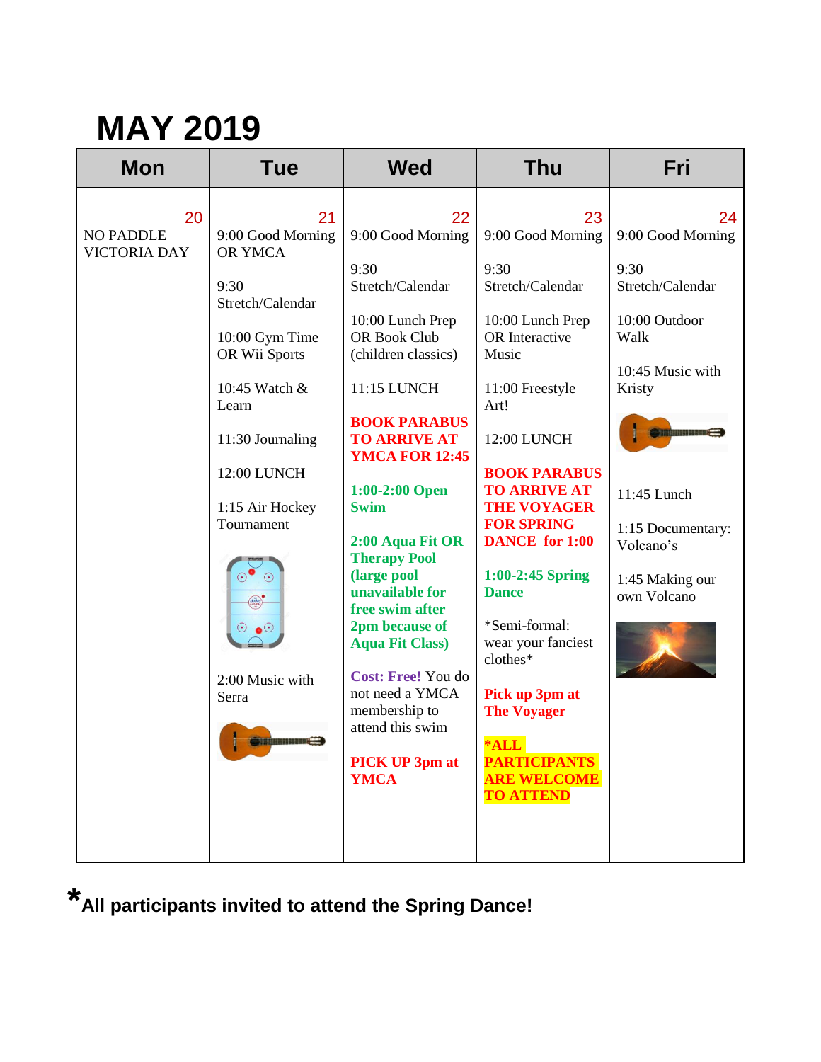# MAY 2019

| Mon | Tue | Wed | Thu | Fri |
|---|---|---|---|---|
| 20<br>NO PADDLE VICTORIA DAY | 21<br>9:00 Good Morning OR YMCA<br><br>9:30 Stretch/Calendar<br><br>10:00 Gym Time OR Wii Sports<br><br>10:45 Watch & Learn<br><br>11:30 Journaling<br><br>12:00 LUNCH<br><br>1:15 Air Hockey Tournament<br><br>2:00 Music with Serra | 22<br>9:00 Good Morning<br><br>9:30 Stretch/Calendar<br><br>10:00 Lunch Prep OR Book Club (children classics)<br><br>11:15 LUNCH<br><br>**BOOK PARABUS TO ARRIVE AT YMCA FOR 12:45**<br><br>**1:00-2:00 Open Swim**<br><br>**2:00 Aqua Fit OR Therapy Pool (large pool unavailable for free swim after 2pm because of Aqua Fit Class)**<br><br>**Cost: Free!** You do not need a YMCA membership to attend this swim<br><br>**PICK UP 3pm at YMCA** | 23<br>9:00 Good Morning<br><br>9:30 Stretch/Calendar<br><br>10:00 Lunch Prep OR Interactive Music<br><br>11:00 Freestyle Art!<br><br>12:00 LUNCH<br><br>**BOOK PARABUS TO ARRIVE AT THE VOYAGER FOR SPRING DANCE for 1:00**<br><br>**1:00-2:45 Spring Dance**<br><br>*Semi-formal: wear your fanciest clothes*<br><br>**Pick up 3pm at The Voyager**<br><br>**\*ALL PARTICIPANTS ARE WELCOME TO ATTEND** | 24<br>9:00 Good Morning<br><br>9:30 Stretch/Calendar<br><br>10:00 Outdoor Walk<br><br>10:45 Music with Kristy<br><br>11:45 Lunch<br><br>1:15 Documentary: Volcano's<br><br>1:45 Making our own Volcano |

**\*All participants invited to attend the Spring Dance!**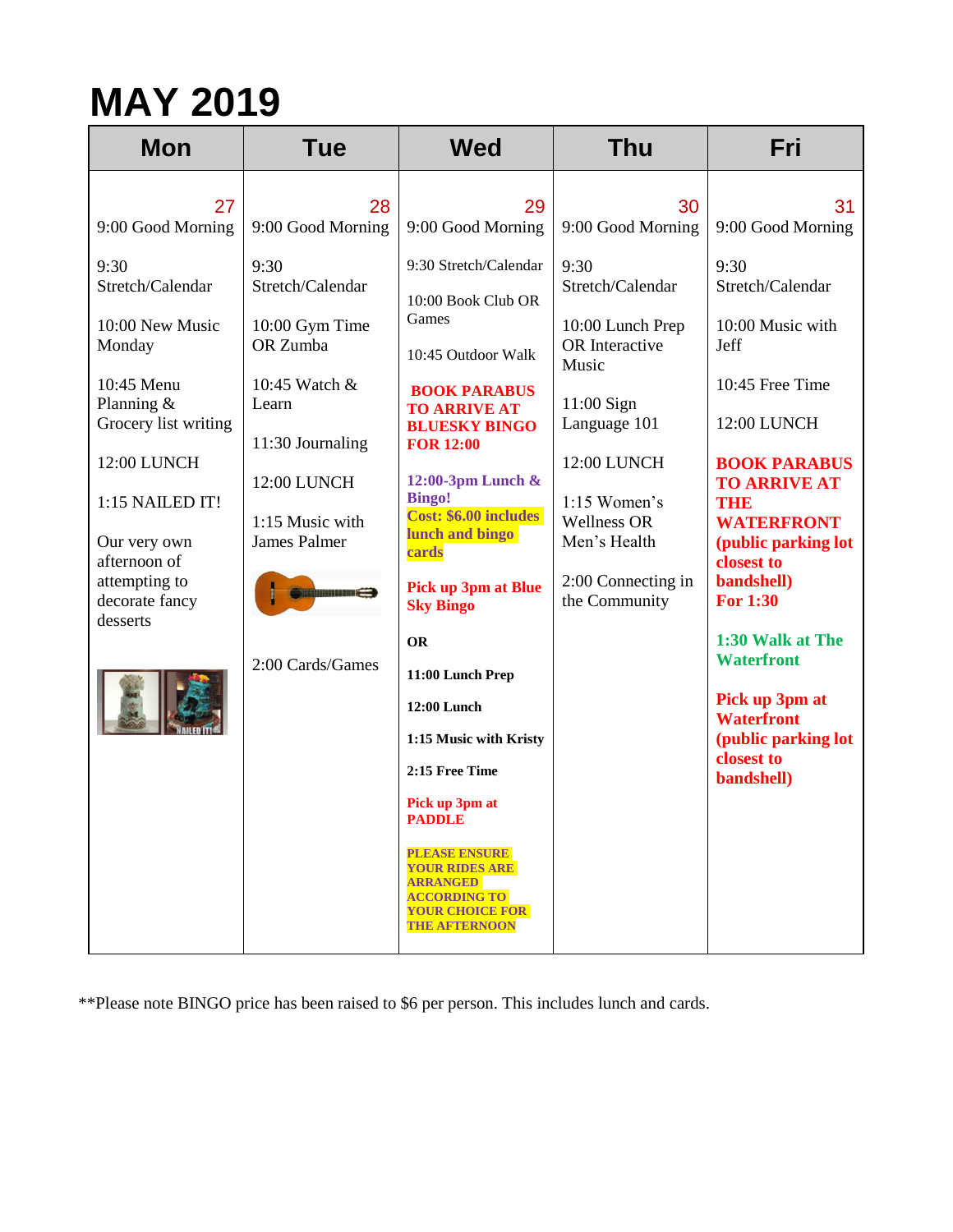# MAY 2019

| Mon | Tue | Wed | Thu | Fri |
|---|---|---|---|---|
| 27<br>9:00 Good Morning<br><br>9:30 Stretch/Calendar<br><br>10:00 New Music Monday<br><br>10:45 Menu Planning & Grocery list writing<br><br>12:00 LUNCH<br><br>1:15 NAILED IT!<br><br>Our very own afternoon of attempting to decorate fancy desserts | 28<br>9:00 Good Morning<br><br>9:30 Stretch/Calendar<br><br>10:00 Gym Time OR Zumba<br><br>10:45 Watch & Learn<br><br>11:30 Journaling<br><br>12:00 LUNCH<br><br>1:15 Music with James Palmer<br><br>2:00 Cards/Games | 29<br>9:00 Good Morning<br><br>9:30 Stretch/Calendar<br><br>10:00 Book Club OR Games<br><br>10:45 Outdoor Walk<br><br>**BOOK PARABUS TO ARRIVE AT BLUESKY BINGO FOR 12:00**<br><br>**12:00-3pm Lunch & Bingo!**<br>**Cost: $6.00 includes lunch and bingo cards**<br><br>**Pick up 3pm at Blue Sky Bingo**<br><br>**OR**<br><br>**11:00 Lunch Prep**<br><br>**12:00 Lunch**<br><br>**1:15 Music with Kristy**<br><br>**2:15 Free Time**<br><br>**Pick up 3pm at PADDLE**<br><br>**PLEASE ENSURE YOUR RIDES ARE ARRANGED ACCORDING TO YOUR CHOICE FOR THE AFTERNOON** | 30<br>9:00 Good Morning<br><br>9:30 Stretch/Calendar<br><br>10:00 Lunch Prep OR Interactive Music<br><br>11:00 Sign Language 101<br><br>12:00 LUNCH<br><br>1:15 Women's Wellness OR Men's Health<br><br>2:00 Connecting in the Community | 31<br>9:00 Good Morning<br><br>9:30 Stretch/Calendar<br><br>10:00 Music with Jeff<br><br>10:45 Free Time<br><br>12:00 LUNCH<br><br>**BOOK PARABUS TO ARRIVE AT THE WATERFRONT (public parking lot closest to bandshell) For 1:30**<br><br>**1:30 Walk at The Waterfront**<br><br>**Pick up 3pm at Waterfront (public parking lot closest to bandshell)** |

**Please note BINGO price has been raised to $6 per person. This includes lunch and cards.